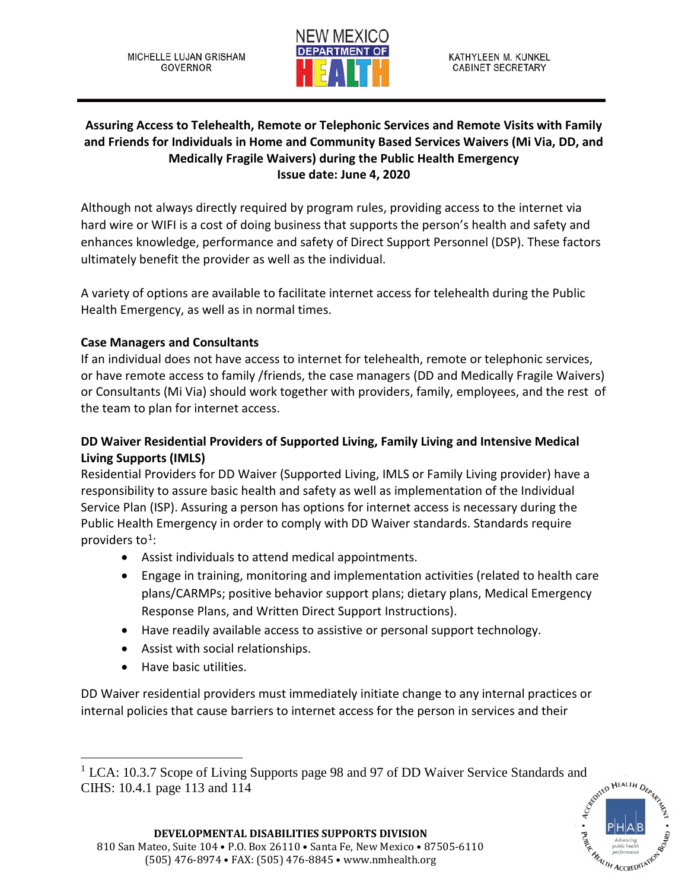MICHELLE LUJAN GRISHAM
GOVERNOR

NEW MEXICO DEPARTMENT OF HEALTH

KATHYLEEN M. KUNKEL
CABINET SECRETARY

**Assuring Access to Telehealth, Remote or Telephonic Services and Remote Visits with Family and Friends for Individuals in Home and Community Based Services Waivers (Mi Via, DD, and Medically Fragile Waivers) during the Public Health Emergency**
**Issue date: June 4, 2020**

Although not always directly required by program rules, providing access to the internet via hard wire or WIFI is a cost of doing business that supports the person's health and safety and enhances knowledge, performance and safety of Direct Support Personnel (DSP). These factors ultimately benefit the provider as well as the individual.

A variety of options are available to facilitate internet access for telehealth during the Public Health Emergency, as well as in normal times.

### Case Managers and Consultants

If an individual does not have access to internet for telehealth, remote or telephonic services, or have remote access to family /friends, the case managers (DD and Medically Fragile Waivers) or Consultants (Mi Via) should work together with providers, family, employees, and the rest of the team to plan for internet access.

### DD Waiver Residential Providers of Supported Living, Family Living and Intensive Medical Living Supports (IMLS)

Residential Providers for DD Waiver (Supported Living, IMLS or Family Living provider) have a responsibility to assure basic health and safety as well as implementation of the Individual Service Plan (ISP). Assuring a person has options for internet access is necessary during the Public Health Emergency in order to comply with DD Waiver standards. Standards require providers to[1]:

- Assist individuals to attend medical appointments.
- Engage in training, monitoring and implementation activities (related to health care plans/CARMPs; positive behavior support plans; dietary plans, Medical Emergency Response Plans, and Written Direct Support Instructions).
- Have readily available access to assistive or personal support technology.
- Assist with social relationships.
- Have basic utilities.

DD Waiver residential providers must immediately initiate change to any internal practices or internal policies that cause barriers to internet access for the person in services and their

[1] LCA: 10.3.7 Scope of Living Supports page 98 and 97 of DD Waiver Service Standards and CIHS: 10.4.1 page 113 and 114

**DEVELOPMENTAL DISABILITIES SUPPORTS DIVISION**
810 San Mateo, Suite 104 • P.O. Box 26110 • Santa Fe, New Mexico • 87505-6110
(505) 476-8974 • FAX: (505) 476-8845 • www.nmhealth.org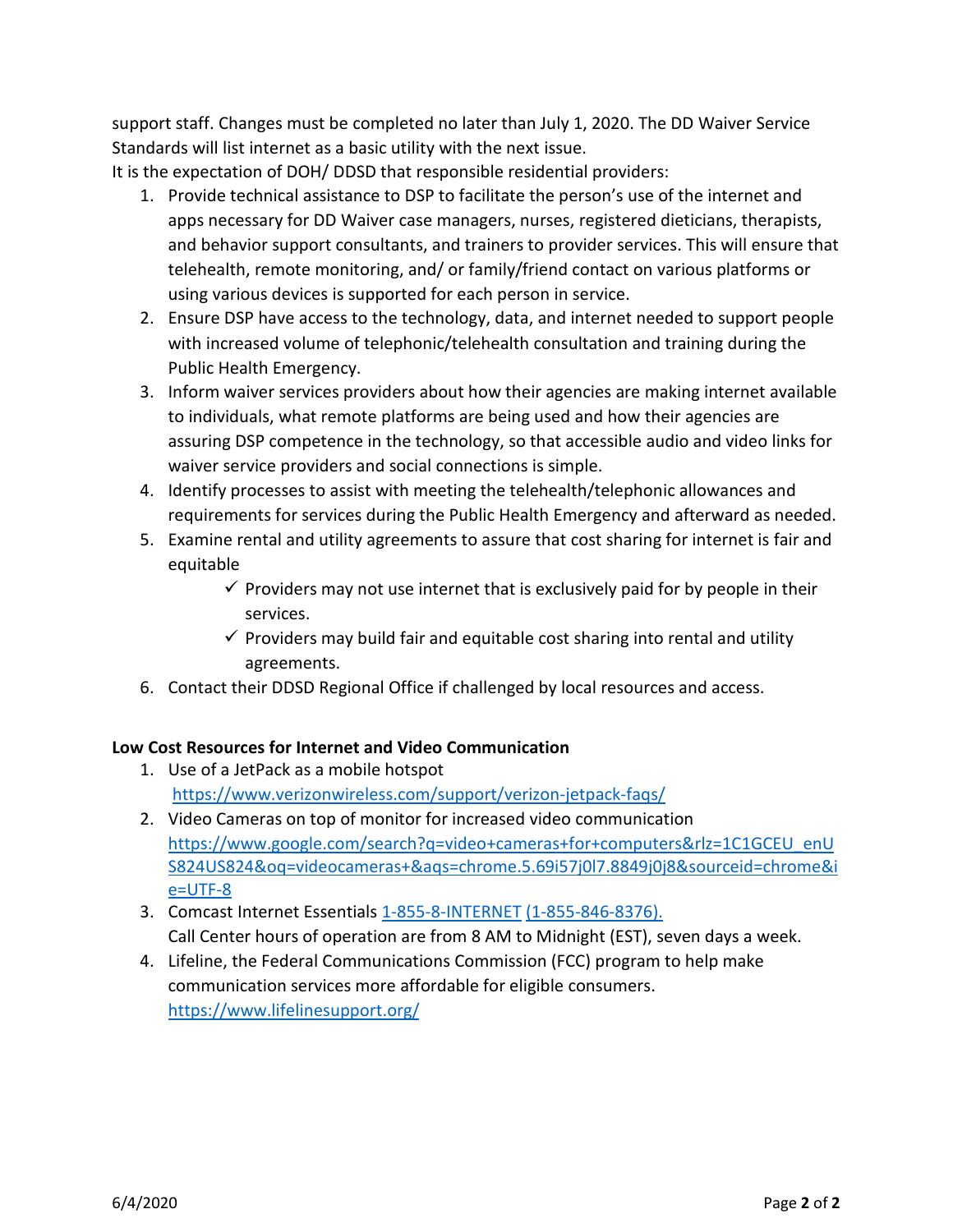support staff. Changes must be completed no later than July 1, 2020. The DD Waiver Service Standards will list internet as a basic utility with the next issue.

It is the expectation of DOH/ DDSD that responsible residential providers:

1. Provide technical assistance to DSP to facilitate the person's use of the internet and apps necessary for DD Waiver case managers, nurses, registered dieticians, therapists, and behavior support consultants, and trainers to provider services. This will ensure that telehealth, remote monitoring, and/ or family/friend contact on various platforms or using various devices is supported for each person in service.
2. Ensure DSP have access to the technology, data, and internet needed to support people with increased volume of telephonic/telehealth consultation and training during the Public Health Emergency.
3. Inform waiver services providers about how their agencies are making internet available to individuals, what remote platforms are being used and how their agencies are assuring DSP competence in the technology, so that accessible audio and video links for waiver service providers and social connections is simple.
4. Identify processes to assist with meeting the telehealth/telephonic allowances and requirements for services during the Public Health Emergency and afterward as needed.
5. Examine rental and utility agreements to assure that cost sharing for internet is fair and equitable
   - ✓ Providers may not use internet that is exclusively paid for by people in their services.
   - ✓ Providers may build fair and equitable cost sharing into rental and utility agreements.
6. Contact their DDSD Regional Office if challenged by local resources and access.

**Low Cost Resources for Internet and Video Communication**

1. Use of a JetPack as a mobile hotspot
   https://www.verizonwireless.com/support/verizon-jetpack-faqs/
2. Video Cameras on top of monitor for increased video communication
   https://www.google.com/search?q=video+cameras+for+computers&rlz=1C1GCEU_enUS824US824&oq=videocameras+&aqs=chrome.5.69i57j0l7.8849j0j8&sourceid=chrome&ie=UTF-8
3. Comcast Internet Essentials 1-855-8-INTERNET (1-855-846-8376).
   Call Center hours of operation are from 8 AM to Midnight (EST), seven days a week.
4. Lifeline, the Federal Communications Commission (FCC) program to help make communication services more affordable for eligible consumers.
   https://www.lifelinesupport.org/

6/4/2020